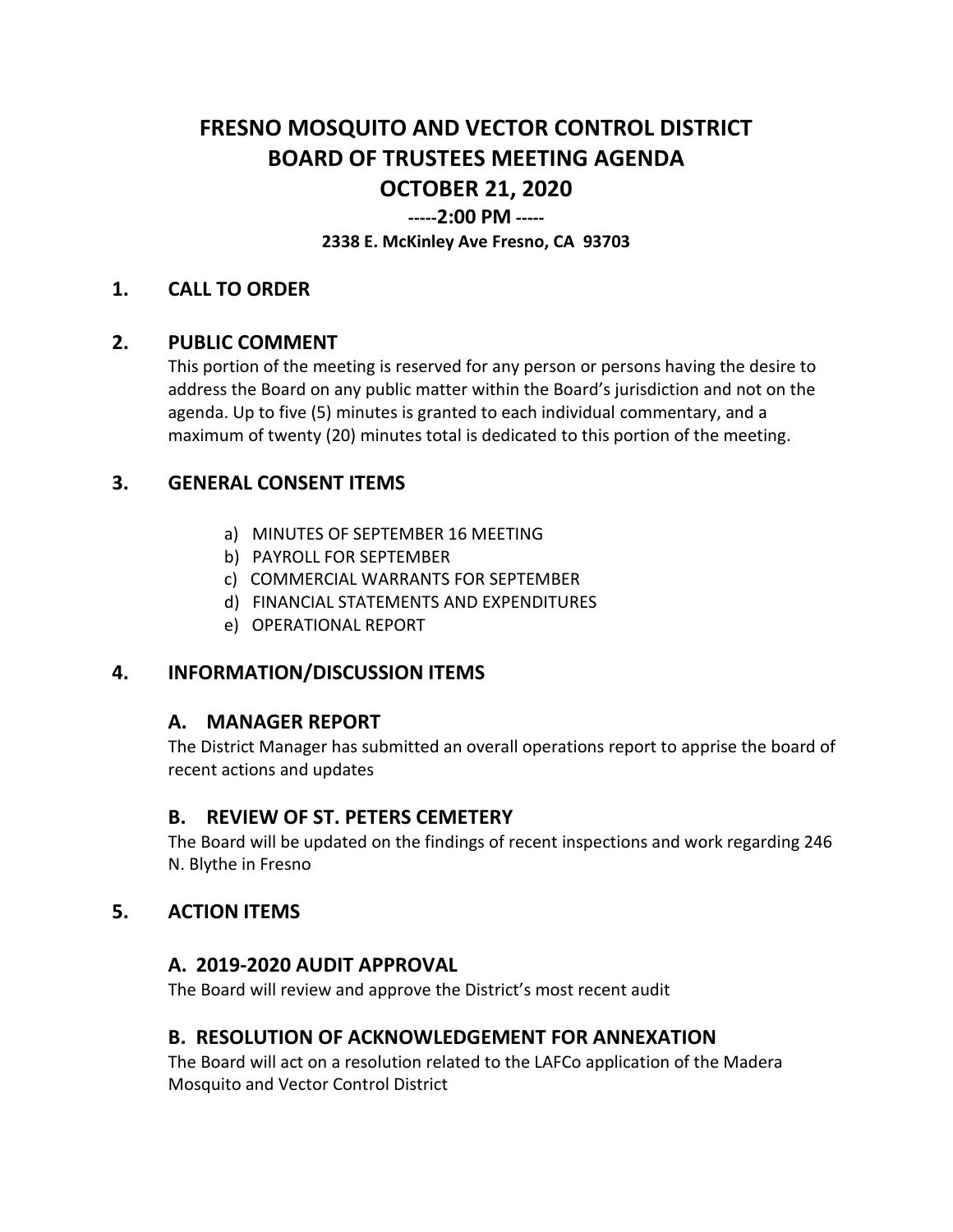# FRESNO MOSQUITO AND VECTOR CONTROL DISTRICT
# BOARD OF TRUSTEES MEETING AGENDA
# OCTOBER 21, 2020

**-----2:00 PM -----**

**2338 E. McKinley Ave Fresno, CA 93703**

## 1. CALL TO ORDER

## 2. PUBLIC COMMENT

This portion of the meeting is reserved for any person or persons having the desire to address the Board on any public matter within the Board's jurisdiction and not on the agenda. Up to five (5) minutes is granted to each individual commentary, and a maximum of twenty (20) minutes total is dedicated to this portion of the meeting.

## 3. GENERAL CONSENT ITEMS

a) MINUTES OF SEPTEMBER 16 MEETING
b) PAYROLL FOR SEPTEMBER
c) COMMERCIAL WARRANTS FOR SEPTEMBER
d) FINANCIAL STATEMENTS AND EXPENDITURES
e) OPERATIONAL REPORT

## 4. INFORMATION/DISCUSSION ITEMS

### A. MANAGER REPORT

The District Manager has submitted an overall operations report to apprise the board of recent actions and updates

### B. REVIEW OF ST. PETERS CEMETERY

The Board will be updated on the findings of recent inspections and work regarding 246 N. Blythe in Fresno

## 5. ACTION ITEMS

### A. 2019-2020 AUDIT APPROVAL

The Board will review and approve the District's most recent audit

### B. RESOLUTION OF ACKNOWLEDGEMENT FOR ANNEXATION

The Board will act on a resolution related to the LAFCo application of the Madera Mosquito and Vector Control District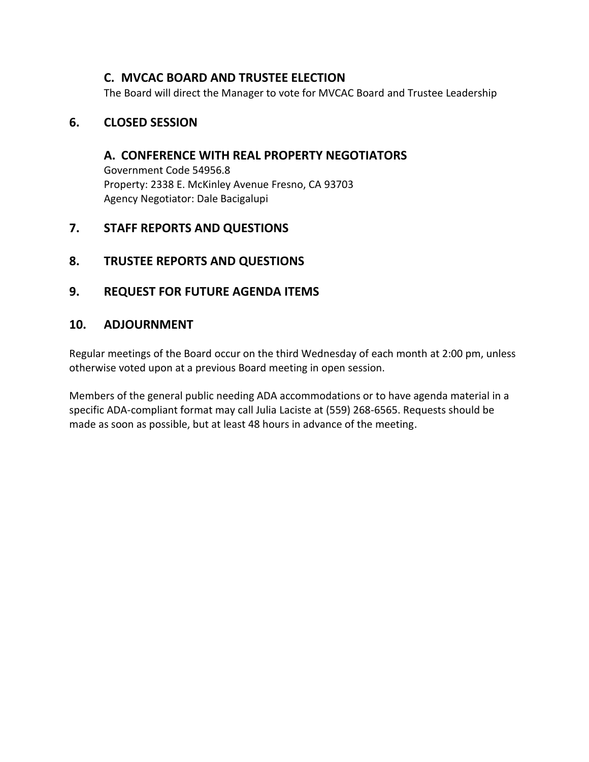### C. MVCAC BOARD AND TRUSTEE ELECTION

The Board will direct the Manager to vote for MVCAC Board and Trustee Leadership

## 6. CLOSED SESSION

### A. CONFERENCE WITH REAL PROPERTY NEGOTIATORS

Government Code 54956.8
Property: 2338 E. McKinley Avenue Fresno, CA 93703
Agency Negotiator: Dale Bacigalupi

## 7. STAFF REPORTS AND QUESTIONS

## 8. TRUSTEE REPORTS AND QUESTIONS

## 9. REQUEST FOR FUTURE AGENDA ITEMS

## 10. ADJOURNMENT

Regular meetings of the Board occur on the third Wednesday of each month at 2:00 pm, unless otherwise voted upon at a previous Board meeting in open session.

Members of the general public needing ADA accommodations or to have agenda material in a specific ADA-compliant format may call Julia Laciste at (559) 268-6565. Requests should be made as soon as possible, but at least 48 hours in advance of the meeting.